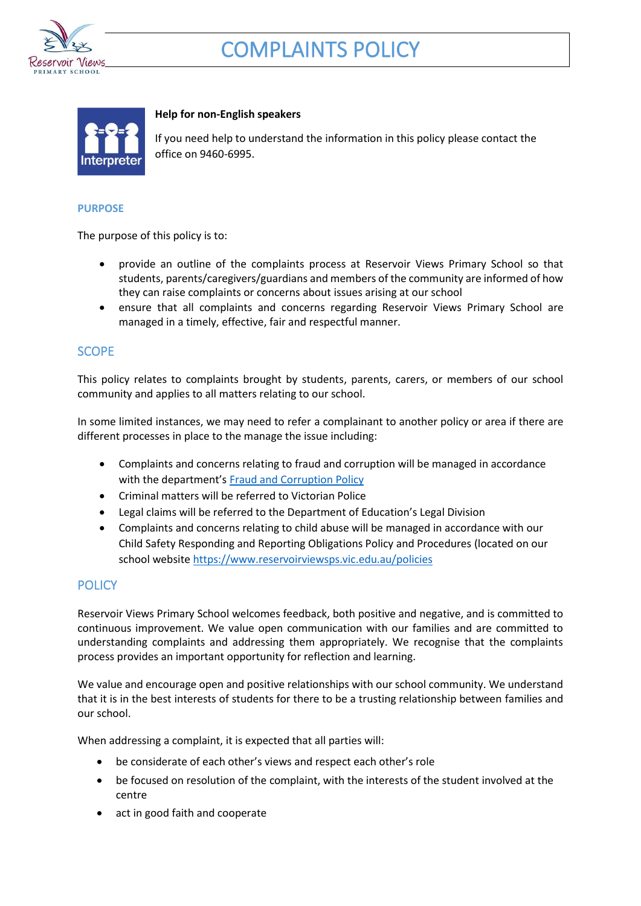# COMPLAINTS POLICY

**Help for non-English speakers**

If you need help to understand the information in this policy please contact the office on 9460-6995.

## PURPOSE

The purpose of this policy is to:

- provide an outline of the complaints process at Reservoir Views Primary School so that students, parents/caregivers/guardians and members of the community are informed of how they can raise complaints or concerns about issues arising at our school
- ensure that all complaints and concerns regarding Reservoir Views Primary School are managed in a timely, effective, fair and respectful manner.

## SCOPE

This policy relates to complaints brought by students, parents, carers, or members of our school community and applies to all matters relating to our school.

In some limited instances, we may need to refer a complainant to another policy or area if there are different processes in place to the manage the issue including:

- Complaints and concerns relating to fraud and corruption will be managed in accordance with the department's [Fraud and Corruption Policy]
- Criminal matters will be referred to Victorian Police
- Legal claims will be referred to the Department of Education's Legal Division
- Complaints and concerns relating to child abuse will be managed in accordance with our Child Safety Responding and Reporting Obligations Policy and Procedures (located on our school website https://www.reservoirviewsps.vic.edu.au/policies

## POLICY

Reservoir Views Primary School welcomes feedback, both positive and negative, and is committed to continuous improvement. We value open communication with our families and are committed to understanding complaints and addressing them appropriately. We recognise that the complaints process provides an important opportunity for reflection and learning.

We value and encourage open and positive relationships with our school community. We understand that it is in the best interests of students for there to be a trusting relationship between families and our school.

When addressing a complaint, it is expected that all parties will:

- be considerate of each other's views and respect each other's role
- be focused on resolution of the complaint, with the interests of the student involved at the centre
- act in good faith and cooperate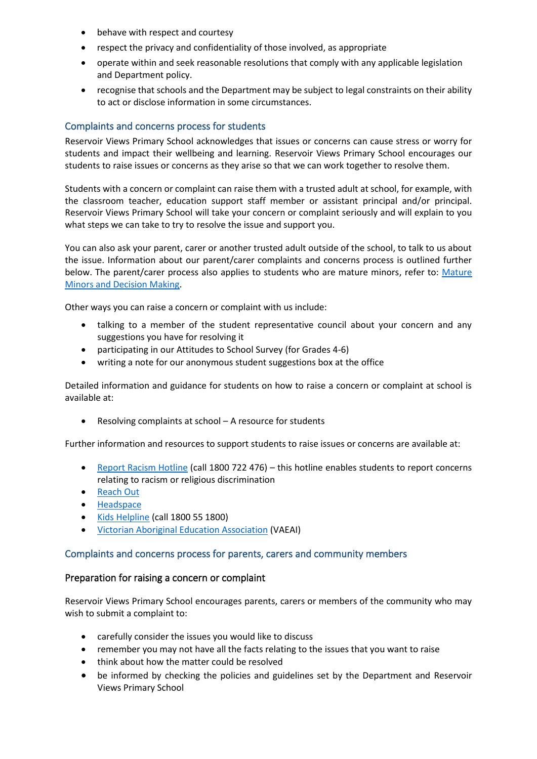- behave with respect and courtesy
- respect the privacy and confidentiality of those involved, as appropriate
- operate within and seek reasonable resolutions that comply with any applicable legislation and Department policy.
- recognise that schools and the Department may be subject to legal constraints on their ability to act or disclose information in some circumstances.

## Complaints and concerns process for students

Reservoir Views Primary School acknowledges that issues or concerns can cause stress or worry for students and impact their wellbeing and learning. Reservoir Views Primary School encourages our students to raise issues or concerns as they arise so that we can work together to resolve them.

Students with a concern or complaint can raise them with a trusted adult at school, for example, with the classroom teacher, education support staff member or assistant principal and/or principal. Reservoir Views Primary School will take your concern or complaint seriously and will explain to you what steps we can take to try to resolve the issue and support you.

You can also ask your parent, carer or another trusted adult outside of the school, to talk to us about the issue. Information about our parent/carer complaints and concerns process is outlined further below. The parent/carer process also applies to students who are mature minors, refer to: Mature Minors and Decision Making.

Other ways you can raise a concern or complaint with us include:

- talking to a member of the student representative council about your concern and any suggestions you have for resolving it
- participating in our Attitudes to School Survey (for Grades 4-6)
- writing a note for our anonymous student suggestions box at the office

Detailed information and guidance for students on how to raise a concern or complaint at school is available at:

- Resolving complaints at school – A resource for students

Further information and resources to support students to raise issues or concerns are available at:

- Report Racism Hotline (call 1800 722 476) – this hotline enables students to report concerns relating to racism or religious discrimination
- Reach Out
- Headspace
- Kids Helpline (call 1800 55 1800)
- Victorian Aboriginal Education Association (VAEAI)

## Complaints and concerns process for parents, carers and community members

### Preparation for raising a concern or complaint

Reservoir Views Primary School encourages parents, carers or members of the community who may wish to submit a complaint to:

- carefully consider the issues you would like to discuss
- remember you may not have all the facts relating to the issues that you want to raise
- think about how the matter could be resolved
- be informed by checking the policies and guidelines set by the Department and Reservoir Views Primary School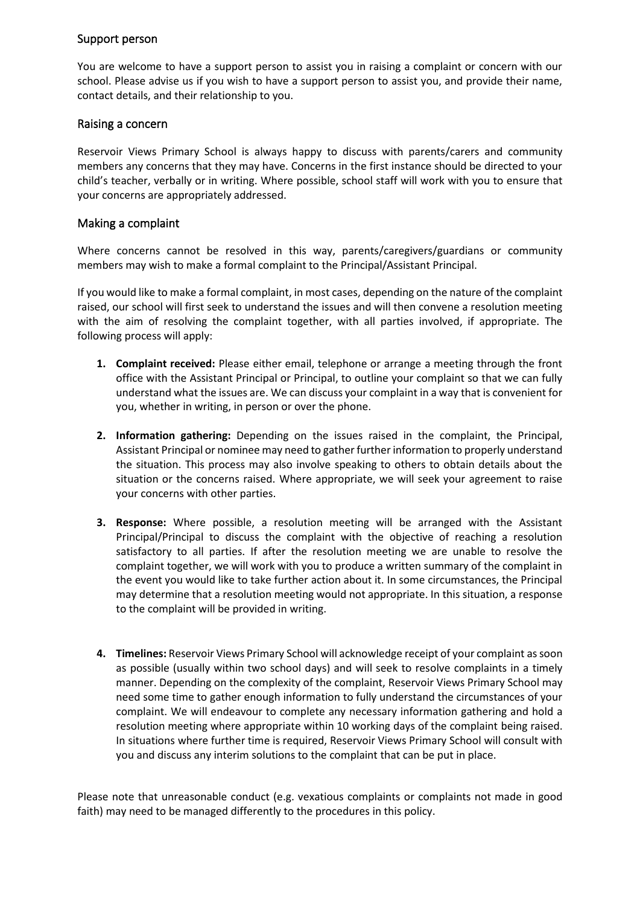## Support person

You are welcome to have a support person to assist you in raising a complaint or concern with our school. Please advise us if you wish to have a support person to assist you, and provide their name, contact details, and their relationship to you.

## Raising a concern

Reservoir Views Primary School is always happy to discuss with parents/carers and community members any concerns that they may have. Concerns in the first instance should be directed to your child's teacher, verbally or in writing. Where possible, school staff will work with you to ensure that your concerns are appropriately addressed.

## Making a complaint

Where concerns cannot be resolved in this way, parents/caregivers/guardians or community members may wish to make a formal complaint to the Principal/Assistant Principal.

If you would like to make a formal complaint, in most cases, depending on the nature of the complaint raised, our school will first seek to understand the issues and will then convene a resolution meeting with the aim of resolving the complaint together, with all parties involved, if appropriate. The following process will apply:

1. **Complaint received:** Please either email, telephone or arrange a meeting through the front office with the Assistant Principal or Principal, to outline your complaint so that we can fully understand what the issues are. We can discuss your complaint in a way that is convenient for you, whether in writing, in person or over the phone.

2. **Information gathering:** Depending on the issues raised in the complaint, the Principal, Assistant Principal or nominee may need to gather further information to properly understand the situation. This process may also involve speaking to others to obtain details about the situation or the concerns raised. Where appropriate, we will seek your agreement to raise your concerns with other parties.

3. **Response:** Where possible, a resolution meeting will be arranged with the Assistant Principal/Principal to discuss the complaint with the objective of reaching a resolution satisfactory to all parties. If after the resolution meeting we are unable to resolve the complaint together, we will work with you to produce a written summary of the complaint in the event you would like to take further action about it. In some circumstances, the Principal may determine that a resolution meeting would not appropriate. In this situation, a response to the complaint will be provided in writing.

4. **Timelines:** Reservoir Views Primary School will acknowledge receipt of your complaint as soon as possible (usually within two school days) and will seek to resolve complaints in a timely manner. Depending on the complexity of the complaint, Reservoir Views Primary School may need some time to gather enough information to fully understand the circumstances of your complaint. We will endeavour to complete any necessary information gathering and hold a resolution meeting where appropriate within 10 working days of the complaint being raised. In situations where further time is required, Reservoir Views Primary School will consult with you and discuss any interim solutions to the complaint that can be put in place.

Please note that unreasonable conduct (e.g. vexatious complaints or complaints not made in good faith) may need to be managed differently to the procedures in this policy.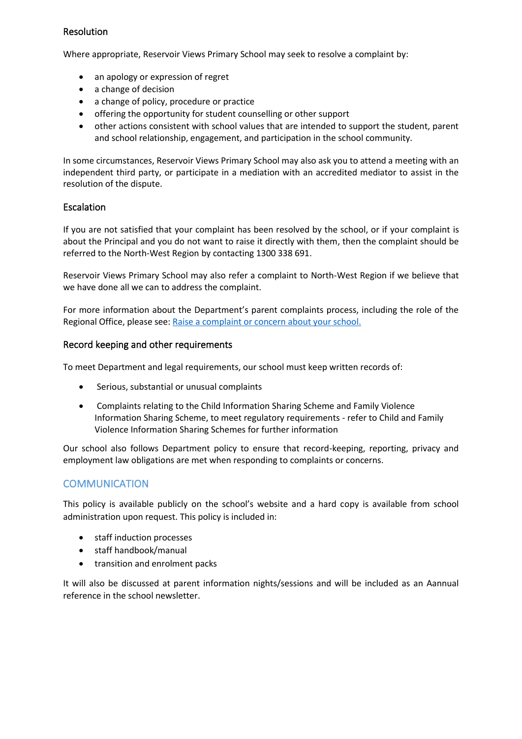### Resolution

Where appropriate, Reservoir Views Primary School may seek to resolve a complaint by:

- an apology or expression of regret
- a change of decision
- a change of policy, procedure or practice
- offering the opportunity for student counselling or other support
- other actions consistent with school values that are intended to support the student, parent and school relationship, engagement, and participation in the school community.

In some circumstances, Reservoir Views Primary School may also ask you to attend a meeting with an independent third party, or participate in a mediation with an accredited mediator to assist in the resolution of the dispute.

### Escalation

If you are not satisfied that your complaint has been resolved by the school, or if your complaint is about the Principal and you do not want to raise it directly with them, then the complaint should be referred to the North-West Region by contacting 1300 338 691.

Reservoir Views Primary School may also refer a complaint to North-West Region if we believe that we have done all we can to address the complaint.

For more information about the Department's parent complaints process, including the role of the Regional Office, please see: [Raise a complaint or concern about your school.]()

### Record keeping and other requirements

To meet Department and legal requirements, our school must keep written records of:

- Serious, substantial or unusual complaints
- Complaints relating to the Child Information Sharing Scheme and Family Violence Information Sharing Scheme, to meet regulatory requirements - refer to Child and Family Violence Information Sharing Schemes for further information

Our school also follows Department policy to ensure that record-keeping, reporting, privacy and employment law obligations are met when responding to complaints or concerns.

## COMMUNICATION

This policy is available publicly on the school's website and a hard copy is available from school administration upon request. This policy is included in:

- staff induction processes
- staff handbook/manual
- transition and enrolment packs

It will also be discussed at parent information nights/sessions and will be included as an Aannual reference in the school newsletter.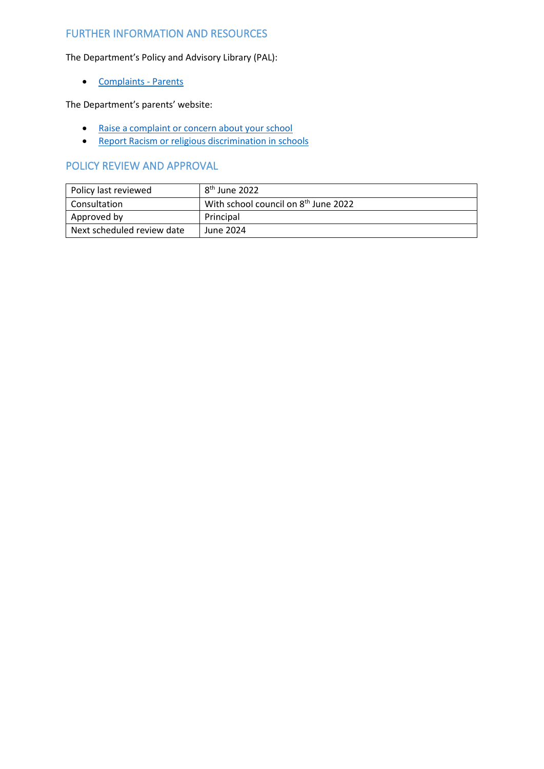## FURTHER INFORMATION AND RESOURCES

The Department's Policy and Advisory Library (PAL):

- Complaints - Parents

The Department's parents' website:

- Raise a complaint or concern about your school
- Report Racism or religious discrimination in schools

## POLICY REVIEW AND APPROVAL

| | |
|---|---|
| Policy last reviewed | 8th June 2022 |
| Consultation | With school council on 8th June 2022 |
| Approved by | Principal |
| Next scheduled review date | June 2024 |